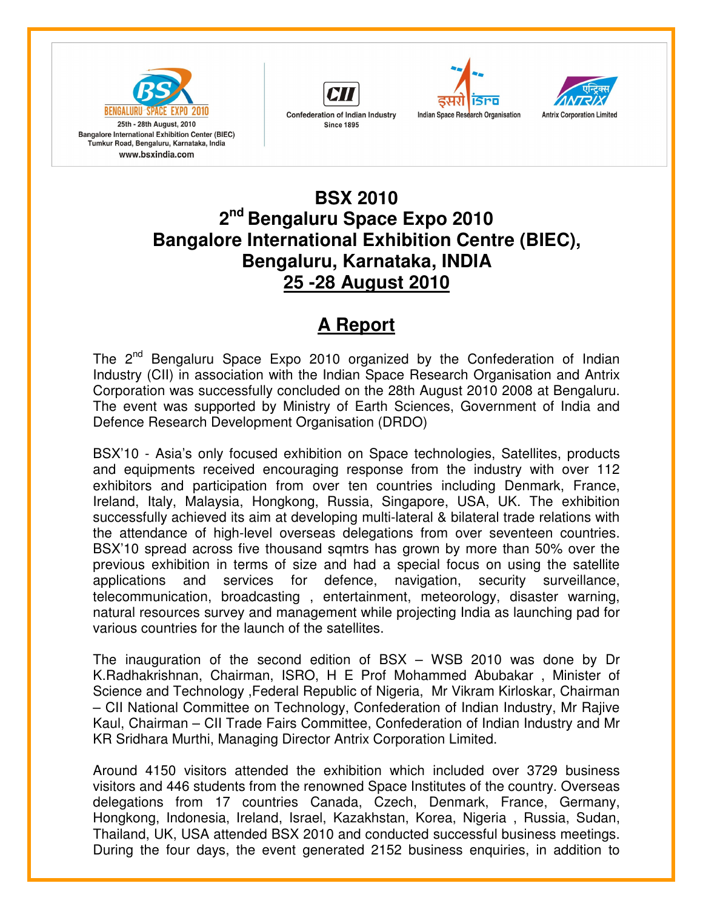BENGALURU SPACE EXPO 2010
25th - 28th August, 2010
Bangalore International Exhibition Center (BIEC)
Tumkur Road, Bengaluru, Karnataka, India
www.bsxindia.com

Confederation of Indian Industry
Since 1895

Indian Space Research Organisation

Antrix Corporation Limited

# BSX 2010
# 2nd Bengaluru Space Expo 2010
# Bangalore International Exhibition Centre (BIEC), Bengaluru, Karnataka, INDIA
# 25 -28 August 2010

## A Report

The 2nd Bengaluru Space Expo 2010 organized by the Confederation of Indian Industry (CII) in association with the Indian Space Research Organisation and Antrix Corporation was successfully concluded on the 28th August 2010 2008 at Bengaluru. The event was supported by Ministry of Earth Sciences, Government of India and Defence Research Development Organisation (DRDO)

BSX'10 - Asia's only focused exhibition on Space technologies, Satellites, products and equipments received encouraging response from the industry with over 112 exhibitors and participation from over ten countries including Denmark, France, Ireland, Italy, Malaysia, Hongkong, Russia, Singapore, USA, UK. The exhibition successfully achieved its aim at developing multi-lateral & bilateral trade relations with the attendance of high-level overseas delegations from over seventeen countries. BSX'10 spread across five thousand sqmtrs has grown by more than 50% over the previous exhibition in terms of size and had a special focus on using the satellite applications and services for defence, navigation, security surveillance, telecommunication, broadcasting , entertainment, meteorology, disaster warning, natural resources survey and management while projecting India as launching pad for various countries for the launch of the satellites.

The inauguration of the second edition of BSX – WSB 2010 was done by Dr K.Radhakrishnan, Chairman, ISRO, H E Prof Mohammed Abubakar , Minister of Science and Technology ,Federal Republic of Nigeria, Mr Vikram Kirloskar, Chairman – CII National Committee on Technology, Confederation of Indian Industry, Mr Rajive Kaul, Chairman – CII Trade Fairs Committee, Confederation of Indian Industry and Mr KR Sridhara Murthi, Managing Director Antrix Corporation Limited.

Around 4150 visitors attended the exhibition which included over 3729 business visitors and 446 students from the renowned Space Institutes of the country. Overseas delegations from 17 countries Canada, Czech, Denmark, France, Germany, Hongkong, Indonesia, Ireland, Israel, Kazakhstan, Korea, Nigeria , Russia, Sudan, Thailand, UK, USA attended BSX 2010 and conducted successful business meetings. During the four days, the event generated 2152 business enquiries, in addition to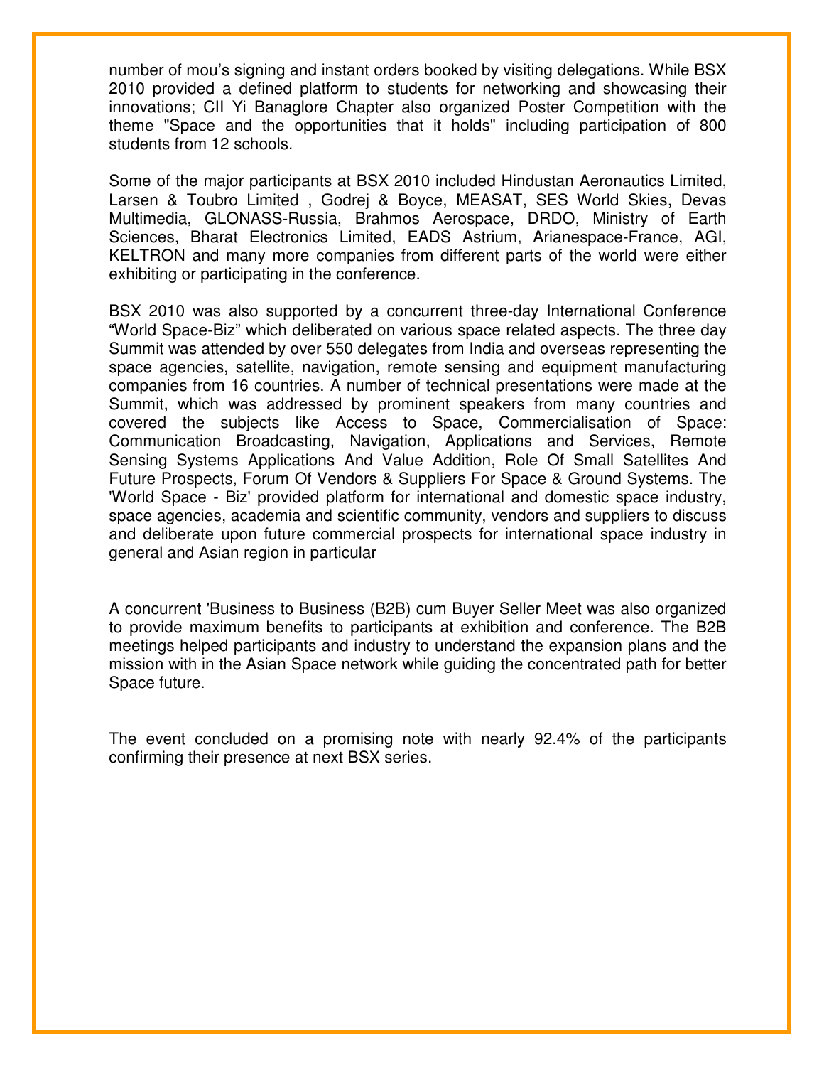number of mou's signing and instant orders booked by visiting delegations. While BSX 2010 provided a defined platform to students for networking and showcasing their innovations; CII Yi Banaglore Chapter also organized Poster Competition with the theme "Space and the opportunities that it holds" including participation of 800 students from 12 schools.

Some of the major participants at BSX 2010 included Hindustan Aeronautics Limited, Larsen & Toubro Limited , Godrej & Boyce, MEASAT, SES World Skies, Devas Multimedia, GLONASS-Russia, Brahmos Aerospace, DRDO, Ministry of Earth Sciences, Bharat Electronics Limited, EADS Astrium, Arianespace-France, AGI, KELTRON and many more companies from different parts of the world were either exhibiting or participating in the conference.

BSX 2010 was also supported by a concurrent three-day International Conference "World Space-Biz" which deliberated on various space related aspects. The three day Summit was attended by over 550 delegates from India and overseas representing the space agencies, satellite, navigation, remote sensing and equipment manufacturing companies from 16 countries. A number of technical presentations were made at the Summit, which was addressed by prominent speakers from many countries and covered the subjects like Access to Space, Commercialisation of Space: Communication Broadcasting, Navigation, Applications and Services, Remote Sensing Systems Applications And Value Addition, Role Of Small Satellites And Future Prospects, Forum Of Vendors & Suppliers For Space & Ground Systems. The 'World Space - Biz' provided platform for international and domestic space industry, space agencies, academia and scientific community, vendors and suppliers to discuss and deliberate upon future commercial prospects for international space industry in general and Asian region in particular

A concurrent 'Business to Business (B2B) cum Buyer Seller Meet was also organized to provide maximum benefits to participants at exhibition and conference. The B2B meetings helped participants and industry to understand the expansion plans and the mission with in the Asian Space network while guiding the concentrated path for better Space future.

The event concluded on a promising note with nearly 92.4% of the participants confirming their presence at next BSX series.